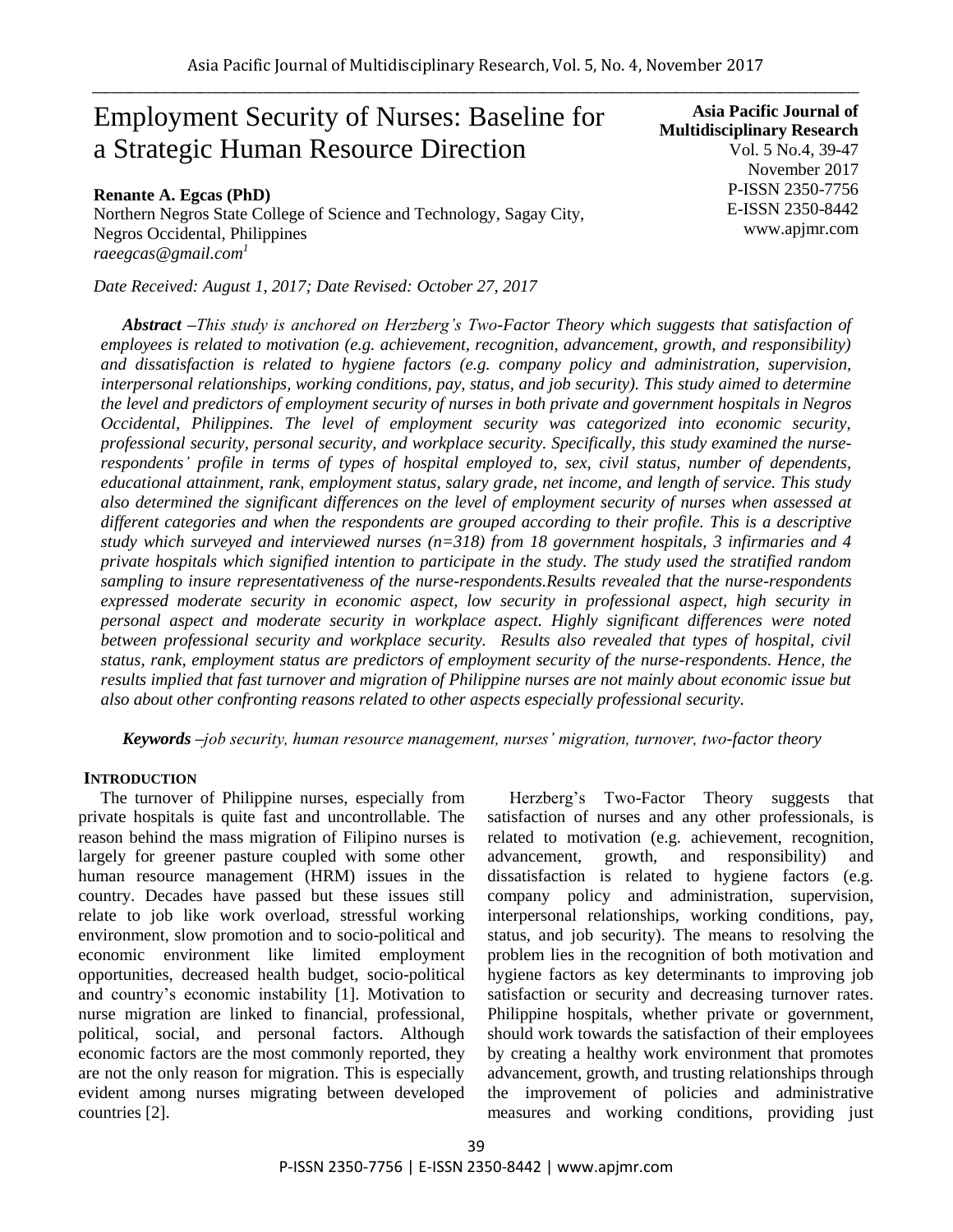# Employment Security of Nurses: Baseline for a Strategic Human Resource Direction

**Asia Pacific Journal of Multidisciplinary Research**
Vol. 5 No.4, 39-47
November 2017
P-ISSN 2350-7756
E-ISSN 2350-8442
www.apjmr.com

**Renante A. Egcas (PhD)**
Northern Negros State College of Science and Technology, Sagay City, Negros Occidental, Philippines
*raeegcas@gmail.com[1]*

*Date Received: August 1, 2017; Date Revised: October 27, 2017*

***Abstract** –This study is anchored on Herzberg's Two-Factor Theory which suggests that satisfaction of employees is related to motivation (e.g. achievement, recognition, advancement, growth, and responsibility) and dissatisfaction is related to hygiene factors (e.g. company policy and administration, supervision, interpersonal relationships, working conditions, pay, status, and job security). This study aimed to determine the level and predictors of employment security of nurses in both private and government hospitals in Negros Occidental, Philippines. The level of employment security was categorized into economic security, professional security, personal security, and workplace security. Specifically, this study examined the nurse-respondents' profile in terms of types of hospital employed to, sex, civil status, number of dependents, educational attainment, rank, employment status, salary grade, net income, and length of service. This study also determined the significant differences on the level of employment security of nurses when assessed at different categories and when the respondents are grouped according to their profile. This is a descriptive study which surveyed and interviewed nurses (n=318) from 18 government hospitals, 3 infirmaries and 4 private hospitals which signified intention to participate in the study. The study used the stratified random sampling to insure representativeness of the nurse-respondents.Results revealed that the nurse-respondents expressed moderate security in economic aspect, low security in professional aspect, high security in personal aspect and moderate security in workplace aspect. Highly significant differences were noted between professional security and workplace security. Results also revealed that types of hospital, civil status, rank, employment status are predictors of employment security of the nurse-respondents. Hence, the results implied that fast turnover and migration of Philippine nurses are not mainly about economic issue but also about other confronting reasons related to other aspects especially professional security.*

***Keywords** –job security, human resource management, nurses' migration, turnover, two-factor theory*

## INTRODUCTION

The turnover of Philippine nurses, especially from private hospitals is quite fast and uncontrollable. The reason behind the mass migration of Filipino nurses is largely for greener pasture coupled with some other human resource management (HRM) issues in the country. Decades have passed but these issues still relate to job like work overload, stressful working environment, slow promotion and to socio-political and economic environment like limited employment opportunities, decreased health budget, socio-political and country's economic instability [1]. Motivation to nurse migration are linked to financial, professional, political, social, and personal factors. Although economic factors are the most commonly reported, they are not the only reason for migration. This is especially evident among nurses migrating between developed countries [2].

Herzberg's Two-Factor Theory suggests that satisfaction of nurses and any other professionals, is related to motivation (e.g. achievement, recognition, advancement, growth, and responsibility) and dissatisfaction is related to hygiene factors (e.g. company policy and administration, supervision, interpersonal relationships, working conditions, pay, status, and job security). The means to resolving the problem lies in the recognition of both motivation and hygiene factors as key determinants to improving job satisfaction or security and decreasing turnover rates. Philippine hospitals, whether private or government, should work towards the satisfaction of their employees by creating a healthy work environment that promotes advancement, growth, and trusting relationships through the improvement of policies and administrative measures and working conditions, providing just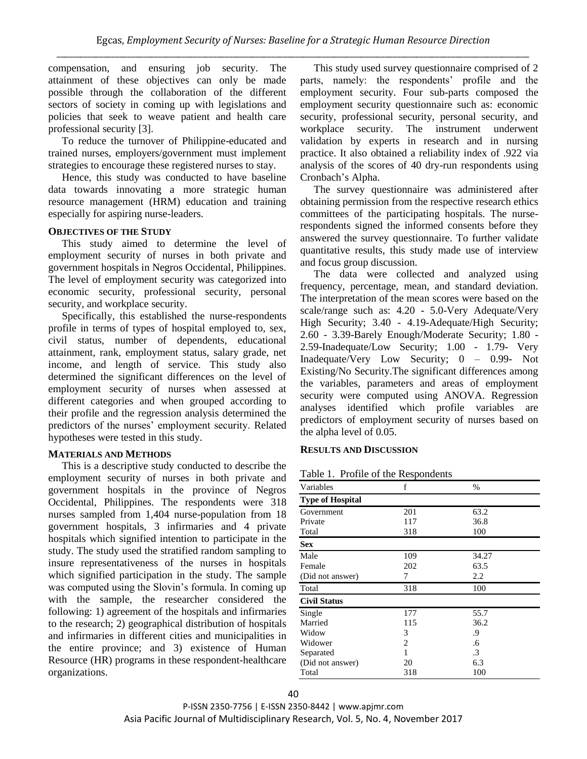compensation, and ensuring job security. The attainment of these objectives can only be made possible through the collaboration of the different sectors of society in coming up with legislations and policies that seek to weave patient and health care professional security [3].

To reduce the turnover of Philippine-educated and trained nurses, employers/government must implement strategies to encourage these registered nurses to stay.

Hence, this study was conducted to have baseline data towards innovating a more strategic human resource management (HRM) education and training especially for aspiring nurse-leaders.

## OBJECTIVES OF THE STUDY

This study aimed to determine the level of employment security of nurses in both private and government hospitals in Negros Occidental, Philippines. The level of employment security was categorized into economic security, professional security, personal security, and workplace security.

Specifically, this established the nurse-respondents profile in terms of types of hospital employed to, sex, civil status, number of dependents, educational attainment, rank, employment status, salary grade, net income, and length of service. This study also determined the significant differences on the level of employment security of nurses when assessed at different categories and when grouped according to their profile and the regression analysis determined the predictors of the nurses' employment security. Related hypotheses were tested in this study.

## MATERIALS AND METHODS

This is a descriptive study conducted to describe the employment security of nurses in both private and government hospitals in the province of Negros Occidental, Philippines. The respondents were 318 nurses sampled from 1,404 nurse-population from 18 government hospitals, 3 infirmaries and 4 private hospitals which signified intention to participate in the study. The study used the stratified random sampling to insure representativeness of the nurses in hospitals which signified participation in the study. The sample was computed using the Slovin's formula. In coming up with the sample, the researcher considered the following: 1) agreement of the hospitals and infirmaries to the research; 2) geographical distribution of hospitals and infirmaries in different cities and municipalities in the entire province; and 3) existence of Human Resource (HR) programs in these respondent-healthcare organizations.

This study used survey questionnaire comprised of 2 parts, namely: the respondents' profile and the employment security. Four sub-parts composed the employment security questionnaire such as: economic security, professional security, personal security, and workplace security. The instrument underwent validation by experts in research and in nursing practice. It also obtained a reliability index of .922 via analysis of the scores of 40 dry-run respondents using Cronbach's Alpha.

The survey questionnaire was administered after obtaining permission from the respective research ethics committees of the participating hospitals. The nurse-respondents signed the informed consents before they answered the survey questionnaire. To further validate quantitative results, this study made use of interview and focus group discussion.

The data were collected and analyzed using frequency, percentage, mean, and standard deviation. The interpretation of the mean scores were based on the scale/range such as: 4.20 - 5.0-Very Adequate/Very High Security; 3.40 - 4.19-Adequate/High Security; 2.60 - 3.39-Barely Enough/Moderate Security; 1.80 - 2.59-Inadequate/Low Security; 1.00 - 1.79- Very Inadequate/Very Low Security; 0 – 0.99- Not Existing/No Security.The significant differences among the variables, parameters and areas of employment security were computed using ANOVA. Regression analyses identified which profile variables are predictors of employment security of nurses based on the alpha level of 0.05.

## RESULTS AND DISCUSSION

Table 1. Profile of the Respondents

| Variables | f | % |
|---|---|---|
| **Type of Hospital** | | |
| Government | 201 | 63.2 |
| Private | 117 | 36.8 |
| Total | 318 | 100 |
| **Sex** | | |
| Male | 109 | 34.27 |
| Female | 202 | 63.5 |
| (Did not answer) | 7 | 2.2 |
| Total | 318 | 100 |
| **Civil Status** | | |
| Single | 177 | 55.7 |
| Married | 115 | 36.2 |
| Widow | 3 | .9 |
| Widower | 2 | .6 |
| Separated | 1 | .3 |
| (Did not answer) | 20 | 6.3 |
| Total | 318 | 100 |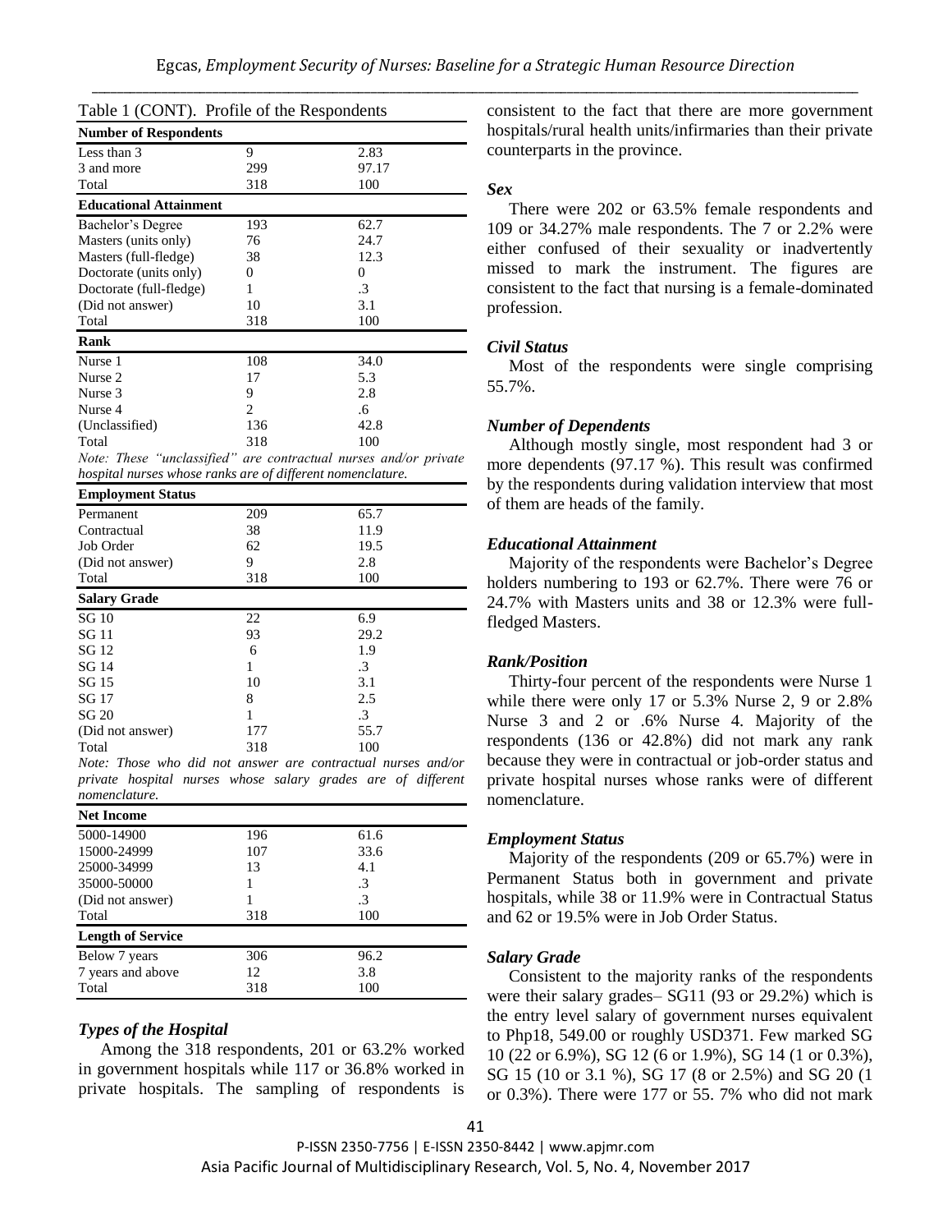Table 1 (CONT). Profile of the Respondents

| | | |
|---|---|---|
| **Number of Respondents** | | |
| Less than 3 | 9 | 2.83 |
| 3 and more | 299 | 97.17 |
| Total | 318 | 100 |
| **Educational Attainment** | | |
| Bachelor's Degree | 193 | 62.7 |
| Masters (units only) | 76 | 24.7 |
| Masters (full-fledge) | 38 | 12.3 |
| Doctorate (units only) | 0 | 0 |
| Doctorate (full-fledge) | 1 | .3 |
| (Did not answer) | 10 | 3.1 |
| Total | 318 | 100 |
| **Rank** | | |
| Nurse 1 | 108 | 34.0 |
| Nurse 2 | 17 | 5.3 |
| Nurse 3 | 9 | 2.8 |
| Nurse 4 | 2 | .6 |
| (Unclassified) | 136 | 42.8 |
| Total | 318 | 100 |

*Note: These "unclassified" are contractual nurses and/or private hospital nurses whose ranks are of different nomenclature.*

| | | |
|---|---|---|
| **Employment Status** | | |
| Permanent | 209 | 65.7 |
| Contractual | 38 | 11.9 |
| Job Order | 62 | 19.5 |
| (Did not answer) | 9 | 2.8 |
| Total | 318 | 100 |
| **Salary Grade** | | |
| SG 10 | 22 | 6.9 |
| SG 11 | 93 | 29.2 |
| SG 12 | 6 | 1.9 |
| SG 14 | 1 | .3 |
| SG 15 | 10 | 3.1 |
| SG 17 | 8 | 2.5 |
| SG 20 | 1 | .3 |
| (Did not answer) | 177 | 55.7 |
| Total | 318 | 100 |

*Note: Those who did not answer are contractual nurses and/or private hospital nurses whose salary grades are of different nomenclature.*

| | | |
|---|---|---|
| **Net Income** | | |
| 5000-14900 | 196 | 61.6 |
| 15000-24999 | 107 | 33.6 |
| 25000-34999 | 13 | 4.1 |
| 35000-50000 | 1 | .3 |
| (Did not answer) | 1 | .3 |
| Total | 318 | 100 |
| **Length of Service** | | |
| Below 7 years | 306 | 96.2 |
| 7 years and above | 12 | 3.8 |
| Total | 318 | 100 |

### *Types of the Hospital*

Among the 318 respondents, 201 or 63.2% worked in government hospitals while 117 or 36.8% worked in private hospitals. The sampling of respondents is consistent to the fact that there are more government hospitals/rural health units/infirmaries than their private counterparts in the province.

### *Sex*

There were 202 or 63.5% female respondents and 109 or 34.27% male respondents. The 7 or 2.2% were either confused of their sexuality or inadvertently missed to mark the instrument. The figures are consistent to the fact that nursing is a female-dominated profession.

### *Civil Status*

Most of the respondents were single comprising 55.7%.

### *Number of Dependents*

Although mostly single, most respondent had 3 or more dependents (97.17 %). This result was confirmed by the respondents during validation interview that most of them are heads of the family.

### *Educational Attainment*

Majority of the respondents were Bachelor's Degree holders numbering to 193 or 62.7%. There were 76 or 24.7% with Masters units and 38 or 12.3% were full-fledged Masters.

### *Rank/Position*

Thirty-four percent of the respondents were Nurse 1 while there were only 17 or 5.3% Nurse 2, 9 or 2.8% Nurse 3 and 2 or .6% Nurse 4. Majority of the respondents (136 or 42.8%) did not mark any rank because they were in contractual or job-order status and private hospital nurses whose ranks were of different nomenclature.

### *Employment Status*

Majority of the respondents (209 or 65.7%) were in Permanent Status both in government and private hospitals, while 38 or 11.9% were in Contractual Status and 62 or 19.5% were in Job Order Status.

### *Salary Grade*

Consistent to the majority ranks of the respondents were their salary grades– SG11 (93 or 29.2%) which is the entry level salary of government nurses equivalent to Php18, 549.00 or roughly USD371. Few marked SG 10 (22 or 6.9%), SG 12 (6 or 1.9%), SG 14 (1 or 0.3%), SG 15 (10 or 3.1 %), SG 17 (8 or 2.5%) and SG 20 (1 or 0.3%). There were 177 or 55. 7% who did not mark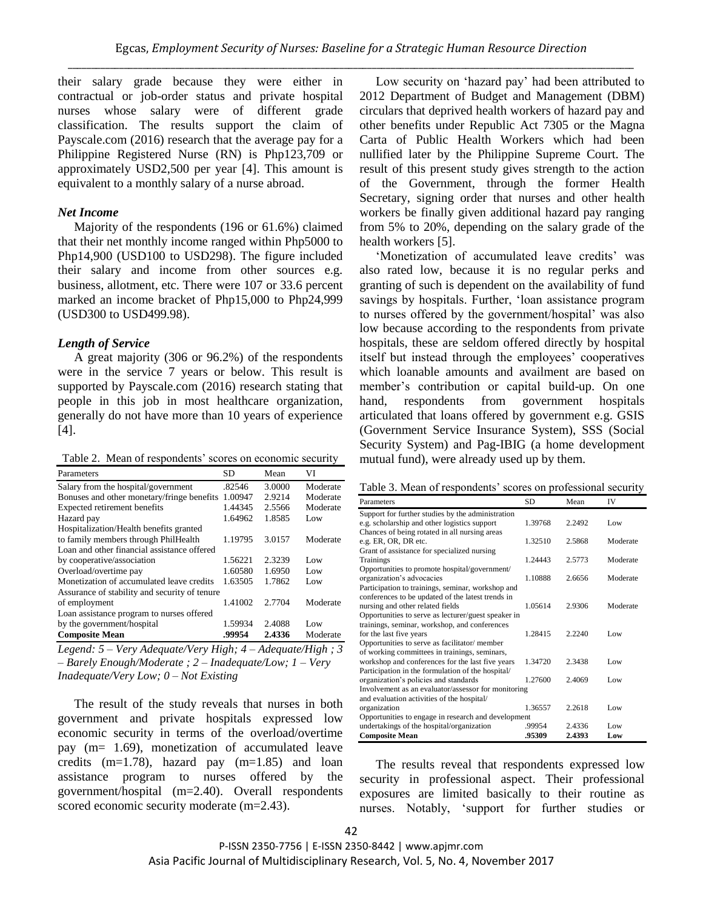their salary grade because they were either in contractual or job-order status and private hospital nurses whose salary were of different grade classification. The results support the claim of Payscale.com (2016) research that the average pay for a Philippine Registered Nurse (RN) is Php123,709 or approximately USD2,500 per year [4]. This amount is equivalent to a monthly salary of a nurse abroad.

### *Net Income*

Majority of the respondents (196 or 61.6%) claimed that their net monthly income ranged within Php5000 to Php14,900 (USD100 to USD298). The figure included their salary and income from other sources e.g. business, allotment, etc. There were 107 or 33.6 percent marked an income bracket of Php15,000 to Php24,999 (USD300 to USD499.98).

### *Length of Service*

A great majority (306 or 96.2%) of the respondents were in the service 7 years or below. This result is supported by Payscale.com (2016) research stating that people in this job in most healthcare organization, generally do not have more than 10 years of experience [4].

Table 2. Mean of respondents' scores on economic security

| Parameters | SD | Mean | VI |
|---|---|---|---|
| Salary from the hospital/government | .82546 | 3.0000 | Moderate |
| Bonuses and other monetary/fringe benefits | 1.00947 | 2.9214 | Moderate |
| Expected retirement benefits | 1.44345 | 2.5566 | Moderate |
| Hazard pay | 1.64962 | 1.8585 | Low |
| Hospitalization/Health benefits granted to family members through PhilHealth | 1.19795 | 3.0157 | Moderate |
| Loan and other financial assistance offered by cooperative/association | 1.56221 | 2.3239 | Low |
| Overload/overtime pay | 1.60580 | 1.6950 | Low |
| Monetization of accumulated leave credits | 1.63505 | 1.7862 | Low |
| Assurance of stability and security of tenure of employment | 1.41002 | 2.7704 | Moderate |
| Loan assistance program to nurses offered by the government/hospital | 1.59934 | 2.4088 | Low |
| **Composite Mean** | **.99954** | **2.4336** | Moderate |

*Legend: 5 – Very Adequate/Very High; 4 – Adequate/High ; 3 – Barely Enough/Moderate ; 2 – Inadequate/Low; 1 – Very Inadequate/Very Low; 0 – Not Existing*

The result of the study reveals that nurses in both government and private hospitals expressed low economic security in terms of the overload/overtime pay (m= 1.69), monetization of accumulated leave credits (m=1.78), hazard pay (m=1.85) and loan assistance program to nurses offered by the government/hospital (m=2.40). Overall respondents scored economic security moderate (m=2.43).

Low security on 'hazard pay' had been attributed to 2012 Department of Budget and Management (DBM) circulars that deprived health workers of hazard pay and other benefits under Republic Act 7305 or the Magna Carta of Public Health Workers which had been nullified later by the Philippine Supreme Court. The result of this present study gives strength to the action of the Government, through the former Health Secretary, signing order that nurses and other health workers be finally given additional hazard pay ranging from 5% to 20%, depending on the salary grade of the health workers [5].

'Monetization of accumulated leave credits' was also rated low, because it is no regular perks and granting of such is dependent on the availability of fund savings by hospitals. Further, 'loan assistance program to nurses offered by the government/hospital' was also low because according to the respondents from private hospitals, these are seldom offered directly by hospital itself but instead through the employees' cooperatives which loanable amounts and availment are based on member's contribution or capital build-up. On one hand, respondents from government hospitals articulated that loans offered by government e.g. GSIS (Government Service Insurance System), SSS (Social Security System) and Pag-IBIG (a home development mutual fund), were already used up by them.

Table 3. Mean of respondents' scores on professional security

| Parameters | SD | Mean | IV |
|---|---|---|---|
| Support for further studies by the administration e.g. scholarship and other logistics support | 1.39768 | 2.2492 | Low |
| Chances of being rotated in all nursing areas e.g. ER, OR, DR etc. | 1.32510 | 2.5868 | Moderate |
| Grant of assistance for specialized nursing Trainings | 1.24443 | 2.5773 | Moderate |
| Opportunities to promote hospital/government/ organization's advocacies | 1.10888 | 2.6656 | Moderate |
| Participation to trainings, seminar, workshop and conferences to be updated of the latest trends in nursing and other related fields | 1.05614 | 2.9306 | Moderate |
| Opportunities to serve as lecturer/guest speaker in trainings, seminar, workshop, and conferences for the last five years | 1.28415 | 2.2240 | Low |
| Opportunities to serve as facilitator/ member of working committees in trainings, seminars, workshop and conferences for the last five years | 1.34720 | 2.3438 | Low |
| Participation in the formulation of the hospital/ organization's policies and standards | 1.27600 | 2.4069 | Low |
| Involvement as an evaluator/assessor for monitoring and evaluation activities of the hospital/ organization | 1.36557 | 2.2618 | Low |
| Opportunities to engage in research and development undertakings of the hospital/organization | .99954 | 2.4336 | Low |
| **Composite Mean** | **.95309** | **2.4393** | **Low** |

The results reveal that respondents expressed low security in professional aspect. Their professional exposures are limited basically to their routine as nurses. Notably, 'support for further studies or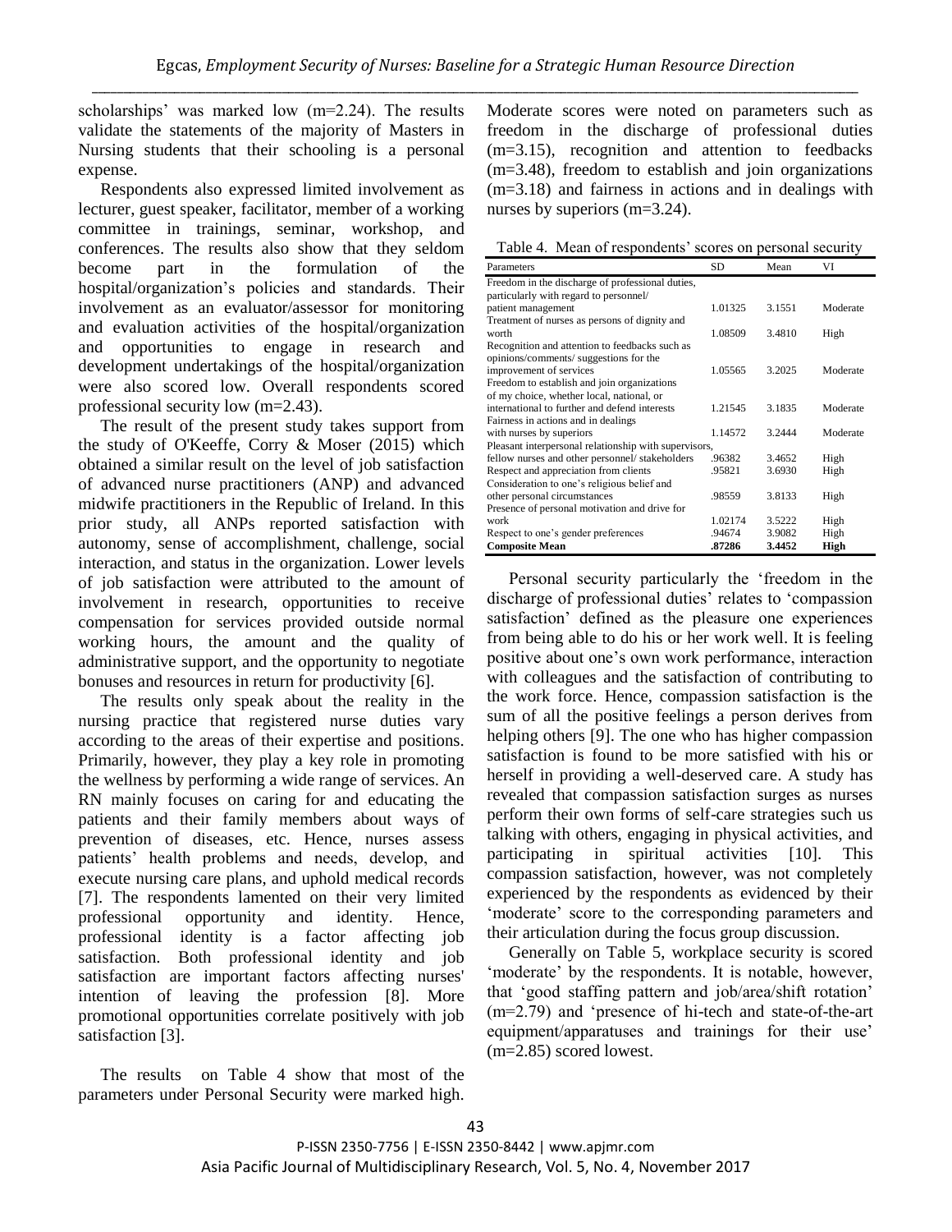scholarships' was marked low (m=2.24). The results validate the statements of the majority of Masters in Nursing students that their schooling is a personal expense.

Respondents also expressed limited involvement as lecturer, guest speaker, facilitator, member of a working committee in trainings, seminar, workshop, and conferences. The results also show that they seldom become part in the formulation of the hospital/organization's policies and standards. Their involvement as an evaluator/assessor for monitoring and evaluation activities of the hospital/organization and opportunities to engage in research and development undertakings of the hospital/organization were also scored low. Overall respondents scored professional security low (m=2.43).

The result of the present study takes support from the study of O'Keeffe, Corry & Moser (2015) which obtained a similar result on the level of job satisfaction of advanced nurse practitioners (ANP) and advanced midwife practitioners in the Republic of Ireland. In this prior study, all ANPs reported satisfaction with autonomy, sense of accomplishment, challenge, social interaction, and status in the organization. Lower levels of job satisfaction were attributed to the amount of involvement in research, opportunities to receive compensation for services provided outside normal working hours, the amount and the quality of administrative support, and the opportunity to negotiate bonuses and resources in return for productivity [6].

The results only speak about the reality in the nursing practice that registered nurse duties vary according to the areas of their expertise and positions. Primarily, however, they play a key role in promoting the wellness by performing a wide range of services. An RN mainly focuses on caring for and educating the patients and their family members about ways of prevention of diseases, etc. Hence, nurses assess patients' health problems and needs, develop, and execute nursing care plans, and uphold medical records [7]. The respondents lamented on their very limited professional opportunity and identity. Hence, professional identity is a factor affecting job satisfaction. Both professional identity and job satisfaction are important factors affecting nurses' intention of leaving the profession [8]. More promotional opportunities correlate positively with job satisfaction [3].

The results on Table 4 show that most of the parameters under Personal Security were marked high. Moderate scores were noted on parameters such as freedom in the discharge of professional duties (m=3.15), recognition and attention to feedbacks (m=3.48), freedom to establish and join organizations (m=3.18) and fairness in actions and in dealings with nurses by superiors (m=3.24).

Table 4. Mean of respondents' scores on personal security

| Parameters | SD | Mean | VI |
|---|---|---|---|
| Freedom in the discharge of professional duties, particularly with regard to personnel/ patient management | 1.01325 | 3.1551 | Moderate |
| Treatment of nurses as persons of dignity and worth | 1.08509 | 3.4810 | High |
| Recognition and attention to feedbacks such as opinions/comments/ suggestions for the improvement of services | 1.05565 | 3.2025 | Moderate |
| Freedom to establish and join organizations of my choice, whether local, national, or international to further and defend interests | 1.21545 | 3.1835 | Moderate |
| Fairness in actions and in dealings with nurses by superiors | 1.14572 | 3.2444 | Moderate |
| Pleasant interpersonal relationship with supervisors, fellow nurses and other personnel/ stakeholders | .96382 | 3.4652 | High |
| Respect and appreciation from clients | .95821 | 3.6930 | High |
| Consideration to one's religious belief and other personal circumstances | .98559 | 3.8133 | High |
| Presence of personal motivation and drive for work | 1.02174 | 3.5222 | High |
| Respect to one's gender preferences | .94674 | 3.9082 | High |
| **Composite Mean** | **.87286** | **3.4452** | **High** |

Personal security particularly the 'freedom in the discharge of professional duties' relates to 'compassion satisfaction' defined as the pleasure one experiences from being able to do his or her work well. It is feeling positive about one's own work performance, interaction with colleagues and the satisfaction of contributing to the work force. Hence, compassion satisfaction is the sum of all the positive feelings a person derives from helping others [9]. The one who has higher compassion satisfaction is found to be more satisfied with his or herself in providing a well-deserved care. A study has revealed that compassion satisfaction surges as nurses perform their own forms of self-care strategies such us talking with others, engaging in physical activities, and participating in spiritual activities [10]. This compassion satisfaction, however, was not completely experienced by the respondents as evidenced by their 'moderate' score to the corresponding parameters and their articulation during the focus group discussion.

Generally on Table 5, workplace security is scored 'moderate' by the respondents. It is notable, however, that 'good staffing pattern and job/area/shift rotation' (m=2.79) and 'presence of hi-tech and state-of-the-art equipment/apparatuses and trainings for their use' (m=2.85) scored lowest.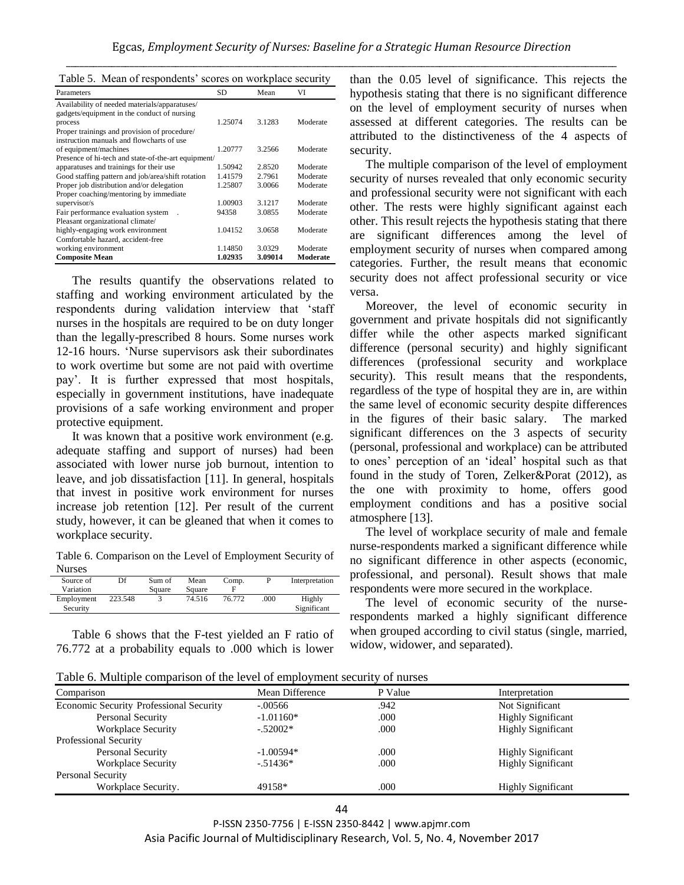Table 5. Mean of respondents' scores on workplace security

| Parameters | SD | Mean | VI |
|---|---|---|---|
| Availability of needed materials/apparatuses/ gadgets/equipment in the conduct of nursing process | 1.25074 | 3.1283 | Moderate |
| Proper trainings and provision of procedure/ instruction manuals and flowcharts of use of equipment/machines | 1.20777 | 3.2566 | Moderate |
| Presence of hi-tech and state-of-the-art equipment/ apparatuses and trainings for their use | 1.50942 | 2.8520 | Moderate |
| Good staffing pattern and job/area/shift rotation | 1.41579 | 2.7961 | Moderate |
| Proper job distribution and/or delegation | 1.25807 | 3.0066 | Moderate |
| Proper coaching/mentoring by immediate supervisor/s | 1.00903 | 3.1217 | Moderate |
| Fair performance evaluation system . | 94358 | 3.0855 | Moderate |
| Pleasant organizational climate/ highly-engaging work environment | 1.04152 | 3.0658 | Moderate |
| Comfortable hazard, accident-free working environment | 1.14850 | 3.0329 | Moderate |
| **Composite Mean** | **1.02935** | **3.09014** | **Moderate** |

The results quantify the observations related to staffing and working environment articulated by the respondents during validation interview that 'staff nurses in the hospitals are required to be on duty longer than the legally-prescribed 8 hours. Some nurses work 12-16 hours. 'Nurse supervisors ask their subordinates to work overtime but some are not paid with overtime pay'. It is further expressed that most hospitals, especially in government institutions, have inadequate provisions of a safe working environment and proper protective equipment.

It was known that a positive work environment (e.g. adequate staffing and support of nurses) had been associated with lower nurse job burnout, intention to leave, and job dissatisfaction [11]. In general, hospitals that invest in positive work environment for nurses increase job retention [12]. Per result of the current study, however, it can be gleaned that when it comes to workplace security.

Table 6. Comparison on the Level of Employment Security of Nurses

| Source of Variation | Df | Sum of Square | Mean Square | Comp. F | P | Interpretation |
|---|---|---|---|---|---|---|
| Employment Security | 223.548 | 3 | 74.516 | 76.772 | .000 | Highly Significant |

Table 6 shows that the F-test yielded an F ratio of 76.772 at a probability equals to .000 which is lower than the 0.05 level of significance. This rejects the hypothesis stating that there is no significant difference on the level of employment security of nurses when assessed at different categories. The results can be attributed to the distinctiveness of the 4 aspects of security.

The multiple comparison of the level of employment security of nurses revealed that only economic security and professional security were not significant with each other. The rests were highly significant against each other. This result rejects the hypothesis stating that there are significant differences among the level of employment security of nurses when compared among categories. Further, the result means that economic security does not affect professional security or vice versa.

Moreover, the level of economic security in government and private hospitals did not significantly differ while the other aspects marked significant difference (personal security) and highly significant differences (professional security and workplace security). This result means that the respondents, regardless of the type of hospital they are in, are within the same level of economic security despite differences in the figures of their basic salary. The marked significant differences on the 3 aspects of security (personal, professional and workplace) can be attributed to ones' perception of an 'ideal' hospital such as that found in the study of Toren, Zelker&Porat (2012), as the one with proximity to home, offers good employment conditions and has a positive social atmosphere [13].

The level of workplace security of male and female nurse-respondents marked a significant difference while no significant difference in other aspects (economic, professional, and personal). Result shows that male respondents were more secured in the workplace.

The level of economic security of the nurse-respondents marked a highly significant difference when grouped according to civil status (single, married, widow, widower, and separated).

Table 6. Multiple comparison of the level of employment security of nurses

| Comparison | Mean Difference | P Value | Interpretation |
|---|---|---|---|
| Economic Security Professional Security | -.00566 | .942 | Not Significant |
| Personal Security | -1.01160* | .000 | Highly Significant |
| Workplace Security | -.52002* | .000 | Highly Significant |
| Professional Security | | | |
| Personal Security | -1.00594* | .000 | Highly Significant |
| Workplace Security | -.51436* | .000 | Highly Significant |
| Personal Security | | | |
| Workplace Security. | 49158* | .000 | Highly Significant |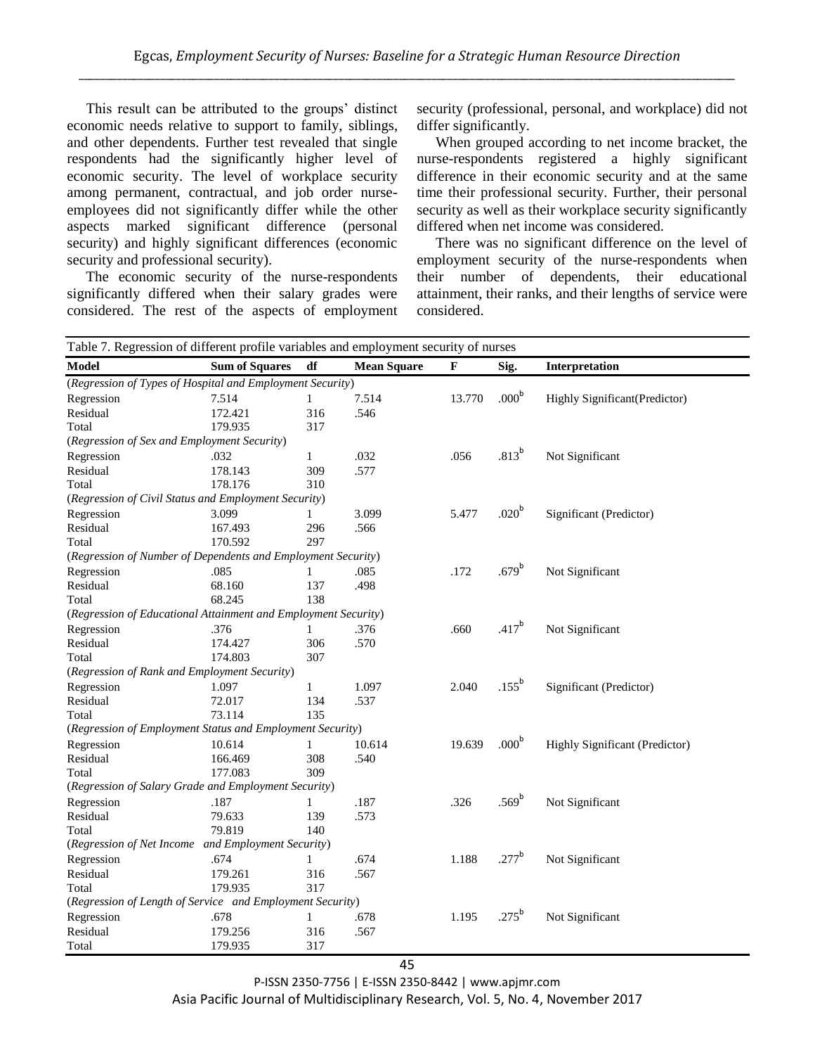This result can be attributed to the groups' distinct economic needs relative to support to family, siblings, and other dependents. Further test revealed that single respondents had the significantly higher level of economic security. The level of workplace security among permanent, contractual, and job order nurse-employees did not significantly differ while the other aspects marked significant difference (personal security) and highly significant differences (economic security and professional security).

The economic security of the nurse-respondents significantly differed when their salary grades were considered. The rest of the aspects of employment security (professional, personal, and workplace) did not differ significantly.

When grouped according to net income bracket, the nurse-respondents registered a highly significant difference in their economic security and at the same time their professional security. Further, their personal security as well as their workplace security significantly differed when net income was considered.

There was no significant difference on the level of employment security of the nurse-respondents when their number of dependents, their educational attainment, their ranks, and their lengths of service were considered.

Table 7. Regression of different profile variables and employment security of nurses

| Model | Sum of Squares | df | Mean Square | F | Sig. | Interpretation |
|---|---|---|---|---|---|---|
| *(Regression of Types of Hospital and Employment Security)* | | | | | | |
| Regression | 7.514 | 1 | 7.514 | 13.770 | .000[b] | Highly Significant(Predictor) |
| Residual | 172.421 | 316 | .546 | | | |
| Total | 179.935 | 317 | | | | |
| *(Regression of Sex and Employment Security)* | | | | | | |
| Regression | .032 | 1 | .032 | .056 | .813[b] | Not Significant |
| Residual | 178.143 | 309 | .577 | | | |
| Total | 178.176 | 310 | | | | |
| *(Regression of Civil Status and Employment Security)* | | | | | | |
| Regression | 3.099 | 1 | 3.099 | 5.477 | .020[b] | Significant (Predictor) |
| Residual | 167.493 | 296 | .566 | | | |
| Total | 170.592 | 297 | | | | |
| *(Regression of Number of Dependents and Employment Security)* | | | | | | |
| Regression | .085 | 1 | .085 | .172 | .679[b] | Not Significant |
| Residual | 68.160 | 137 | .498 | | | |
| Total | 68.245 | 138 | | | | |
| *(Regression of Educational Attainment and Employment Security)* | | | | | | |
| Regression | .376 | 1 | .376 | .660 | .417[b] | Not Significant |
| Residual | 174.427 | 306 | .570 | | | |
| Total | 174.803 | 307 | | | | |
| *(Regression of Rank and Employment Security)* | | | | | | |
| Regression | 1.097 | 1 | 1.097 | 2.040 | .155[b] | Significant (Predictor) |
| Residual | 72.017 | 134 | .537 | | | |
| Total | 73.114 | 135 | | | | |
| *(Regression of Employment Status and Employment Security)* | | | | | | |
| Regression | 10.614 | 1 | 10.614 | 19.639 | .000[b] | Highly Significant (Predictor) |
| Residual | 166.469 | 308 | .540 | | | |
| Total | 177.083 | 309 | | | | |
| *(Regression of Salary Grade and Employment Security)* | | | | | | |
| Regression | .187 | 1 | .187 | .326 | .569[b] | Not Significant |
| Residual | 79.633 | 139 | .573 | | | |
| Total | 79.819 | 140 | | | | |
| *(Regression of Net Income and Employment Security)* | | | | | | |
| Regression | .674 | 1 | .674 | 1.188 | .277[b] | Not Significant |
| Residual | 179.261 | 316 | .567 | | | |
| Total | 179.935 | 317 | | | | |
| *(Regression of Length of Service and Employment Security)* | | | | | | |
| Regression | .678 | 1 | .678 | 1.195 | .275[b] | Not Significant |
| Residual | 179.256 | 316 | .567 | | | |
| Total | 179.935 | 317 | | | | |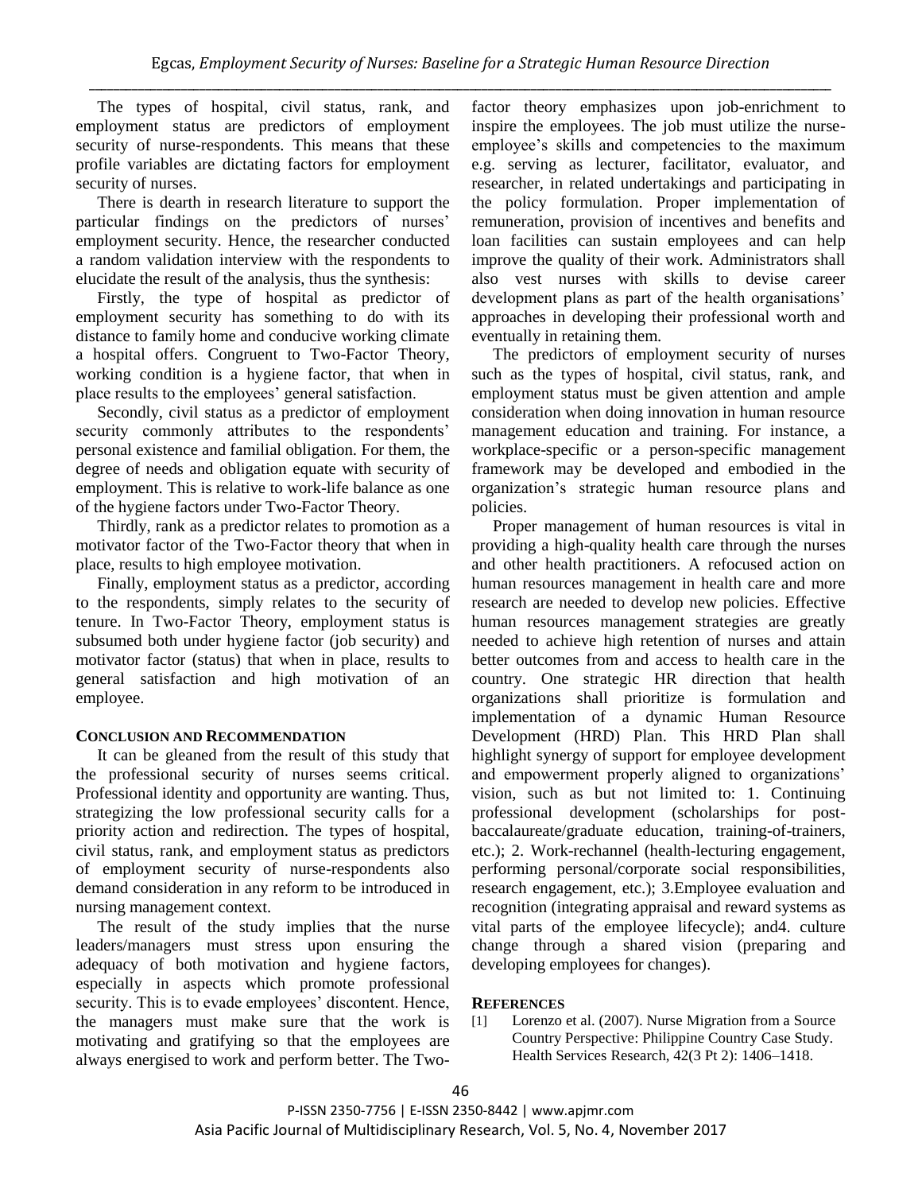The types of hospital, civil status, rank, and employment status are predictors of employment security of nurse-respondents. This means that these profile variables are dictating factors for employment security of nurses.

There is dearth in research literature to support the particular findings on the predictors of nurses' employment security. Hence, the researcher conducted a random validation interview with the respondents to elucidate the result of the analysis, thus the synthesis:

Firstly, the type of hospital as predictor of employment security has something to do with its distance to family home and conducive working climate a hospital offers. Congruent to Two-Factor Theory, working condition is a hygiene factor, that when in place results to the employees' general satisfaction.

Secondly, civil status as a predictor of employment security commonly attributes to the respondents' personal existence and familial obligation. For them, the degree of needs and obligation equate with security of employment. This is relative to work-life balance as one of the hygiene factors under Two-Factor Theory.

Thirdly, rank as a predictor relates to promotion as a motivator factor of the Two-Factor theory that when in place, results to high employee motivation.

Finally, employment status as a predictor, according to the respondents, simply relates to the security of tenure. In Two-Factor Theory, employment status is subsumed both under hygiene factor (job security) and motivator factor (status) that when in place, results to general satisfaction and high motivation of an employee.

## CONCLUSION AND RECOMMENDATION

It can be gleaned from the result of this study that the professional security of nurses seems critical. Professional identity and opportunity are wanting. Thus, strategizing the low professional security calls for a priority action and redirection. The types of hospital, civil status, rank, and employment status as predictors of employment security of nurse-respondents also demand consideration in any reform to be introduced in nursing management context.

The result of the study implies that the nurse leaders/managers must stress upon ensuring the adequacy of both motivation and hygiene factors, especially in aspects which promote professional security. This is to evade employees' discontent. Hence, the managers must make sure that the work is motivating and gratifying so that the employees are always energised to work and perform better. The Two-factor theory emphasizes upon job-enrichment to inspire the employees. The job must utilize the nurse-employee's skills and competencies to the maximum e.g. serving as lecturer, facilitator, evaluator, and researcher, in related undertakings and participating in the policy formulation. Proper implementation of remuneration, provision of incentives and benefits and loan facilities can sustain employees and can help improve the quality of their work. Administrators shall also vest nurses with skills to devise career development plans as part of the health organisations' approaches in developing their professional worth and eventually in retaining them.

The predictors of employment security of nurses such as the types of hospital, civil status, rank, and employment status must be given attention and ample consideration when doing innovation in human resource management education and training. For instance, a workplace-specific or a person-specific management framework may be developed and embodied in the organization's strategic human resource plans and policies.

Proper management of human resources is vital in providing a high-quality health care through the nurses and other health practitioners. A refocused action on human resources management in health care and more research are needed to develop new policies. Effective human resources management strategies are greatly needed to achieve high retention of nurses and attain better outcomes from and access to health care in the country. One strategic HR direction that health organizations shall prioritize is formulation and implementation of a dynamic Human Resource Development (HRD) Plan. This HRD Plan shall highlight synergy of support for employee development and empowerment properly aligned to organizations' vision, such as but not limited to: 1. Continuing professional development (scholarships for post-baccalaureate/graduate education, training-of-trainers, etc.); 2. Work-rechannel (health-lecturing engagement, performing personal/corporate social responsibilities, research engagement, etc.); 3.Employee evaluation and recognition (integrating appraisal and reward systems as vital parts of the employee lifecycle); and4. culture change through a shared vision (preparing and developing employees for changes).

## REFERENCES

[1] Lorenzo et al. (2007). Nurse Migration from a Source Country Perspective: Philippine Country Case Study. Health Services Research, 42(3 Pt 2): 1406–1418.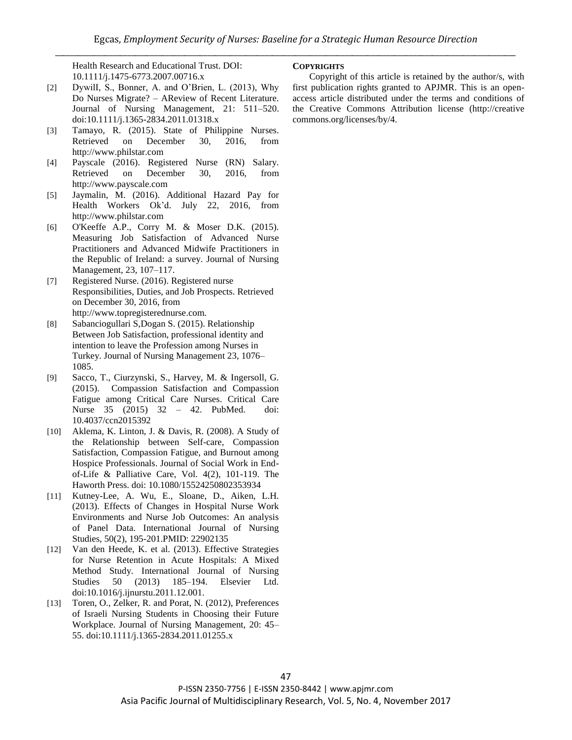Health Research and Educational Trust. DOI: 10.1111/j.1475-6773.2007.00716.x

[2] DywilI, S., Bonner, A. and O'Brien, L. (2013), Why Do Nurses Migrate? – AReview of Recent Literature. Journal of Nursing Management, 21: 511–520. doi:10.1111/j.1365-2834.2011.01318.x

[3] Tamayo, R. (2015). State of Philippine Nurses. Retrieved on December 30, 2016, from http://www.philstar.com

[4] Payscale (2016). Registered Nurse (RN) Salary. Retrieved on December 30, 2016, from http://www.payscale.com

[5] Jaymalin, M. (2016). Additional Hazard Pay for Health Workers Ok'd. July 22, 2016, from http://www.philstar.com

[6] O'Keeffe A.P., Corry M. & Moser D.K. (2015). Measuring Job Satisfaction of Advanced Nurse Practitioners and Advanced Midwife Practitioners in the Republic of Ireland: a survey. Journal of Nursing Management, 23, 107–117.

[7] Registered Nurse. (2016). Registered nurse Responsibilities, Duties, and Job Prospects. Retrieved on December 30, 2016, from http://www.topregisterednurse.com.

[8] Sabanciogullari S,Dogan S. (2015). Relationship Between Job Satisfaction, professional identity and intention to leave the Profession among Nurses in Turkey. Journal of Nursing Management 23, 1076–1085.

[9] Sacco, T., Ciurzynski, S., Harvey, M. & Ingersoll, G. (2015). Compassion Satisfaction and Compassion Fatigue among Critical Care Nurses. Critical Care Nurse 35 (2015) 32 – 42. PubMed. doi: 10.4037/ccn2015392

[10] Aklema, K. Linton, J. & Davis, R. (2008). A Study of the Relationship between Self-care, Compassion Satisfaction, Compassion Fatigue, and Burnout among Hospice Professionals. Journal of Social Work in End-of-Life & Palliative Care, Vol. 4(2), 101-119. The Haworth Press. doi: 10.1080/15524250802353934

[11] Kutney-Lee, A. Wu, E., Sloane, D., Aiken, L.H. (2013). Effects of Changes in Hospital Nurse Work Environments and Nurse Job Outcomes: An analysis of Panel Data. International Journal of Nursing Studies, 50(2), 195-201.PMID: 22902135

[12] Van den Heede, K. et al. (2013). Effective Strategies for Nurse Retention in Acute Hospitals: A Mixed Method Study. International Journal of Nursing Studies 50 (2013) 185–194. Elsevier Ltd. doi:10.1016/j.ijnurstu.2011.12.001.

[13] Toren, O., Zelker, R. and Porat, N. (2012), Preferences of Israeli Nursing Students in Choosing their Future Workplace. Journal of Nursing Management, 20: 45–55. doi:10.1111/j.1365-2834.2011.01255.x

**COPYRIGHTS**

Copyright of this article is retained by the author/s, with first publication rights granted to APJMR. This is an open-access article distributed under the terms and conditions of the Creative Commons Attribution license (http://creative commons.org/licenses/by/4.